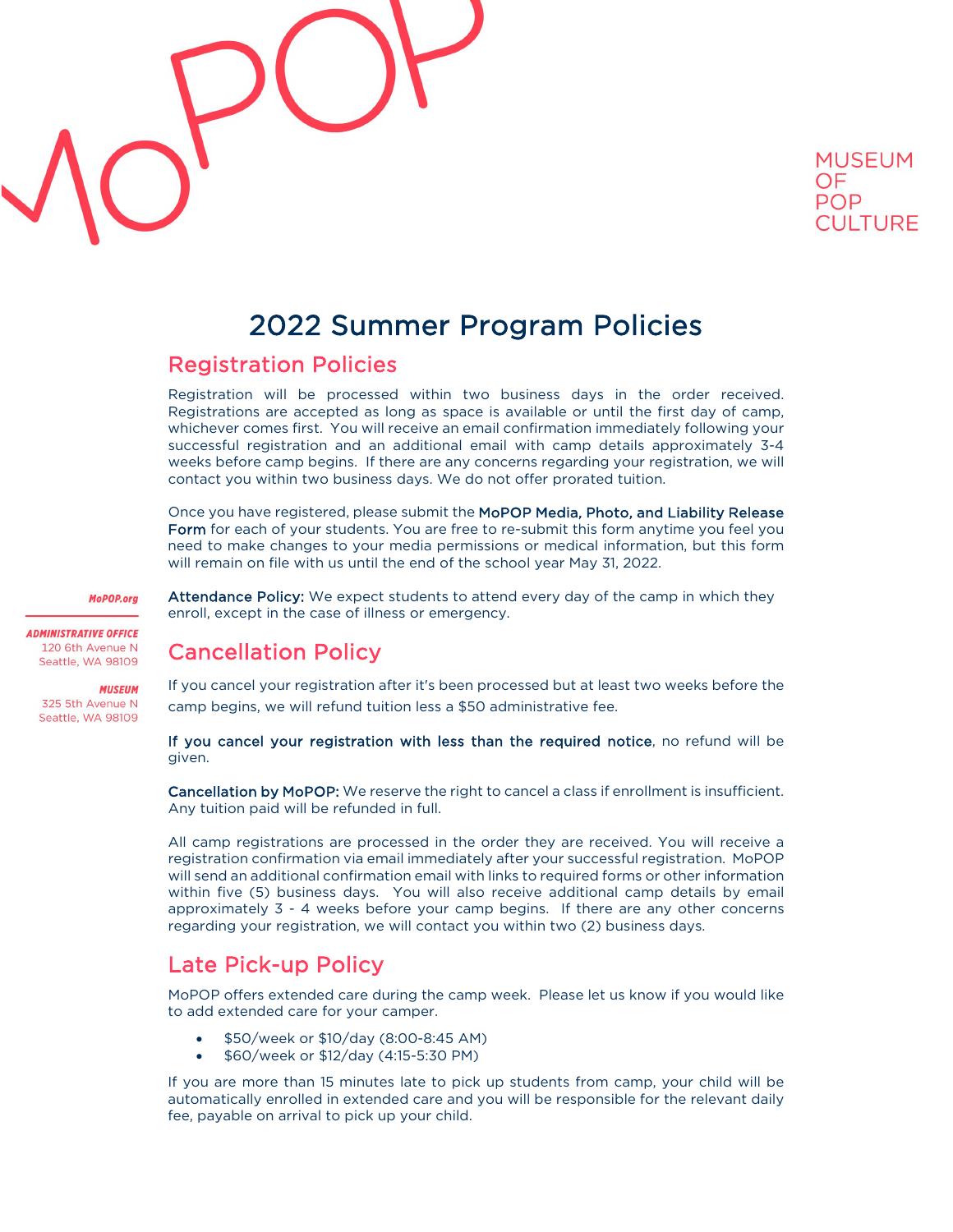MUSEUM OF POP CULTURE

# 2022 Summer Program Policies

## Registration Policies

Registration will be processed within two business days in the order received. Registrations are accepted as long as space is available or until the first day of camp, whichever comes first. You will receive an email confirmation immediately following your successful registration and an additional email with camp details approximately 3-4 weeks before camp begins. If there are any concerns regarding your registration, we will contact you within two business days. We do not offer prorated tuition.

Once you have registered, please submit the **MoPOP Media, Photo, and Liability Release Form** for each of your students. You are free to re-submit this form anytime you feel you need to make changes to your media permissions or medical information, but this form will remain on file with us until the end of the school year May 31, 2022.

**Attendance Policy:** We expect students to attend every day of the camp in which they enroll, except in the case of illness or emergency.

*MoPOP.org*

***ADMINISTRATIVE OFFICE***
120 6th Avenue N
Seattle, WA 98109

***MUSEUM***
325 5th Avenue N
Seattle, WA 98109

## Cancellation Policy

If you cancel your registration after it's been processed but at least two weeks before the camp begins, we will refund tuition less a $50 administrative fee.

**If you cancel your registration with less than the required notice**, no refund will be given.

**Cancellation by MoPOP:** We reserve the right to cancel a class if enrollment is insufficient. Any tuition paid will be refunded in full.

All camp registrations are processed in the order they are received. You will receive a registration confirmation via email immediately after your successful registration. MoPOP will send an additional confirmation email with links to required forms or other information within five (5) business days. You will also receive additional camp details by email approximately 3 - 4 weeks before your camp begins. If there are any other concerns regarding your registration, we will contact you within two (2) business days.

## Late Pick-up Policy

MoPOP offers extended care during the camp week. Please let us know if you would like to add extended care for your camper.

- $50/week or $10/day (8:00-8:45 AM)
- $60/week or $12/day (4:15-5:30 PM)

If you are more than 15 minutes late to pick up students from camp, your child will be automatically enrolled in extended care and you will be responsible for the relevant daily fee, payable on arrival to pick up your child.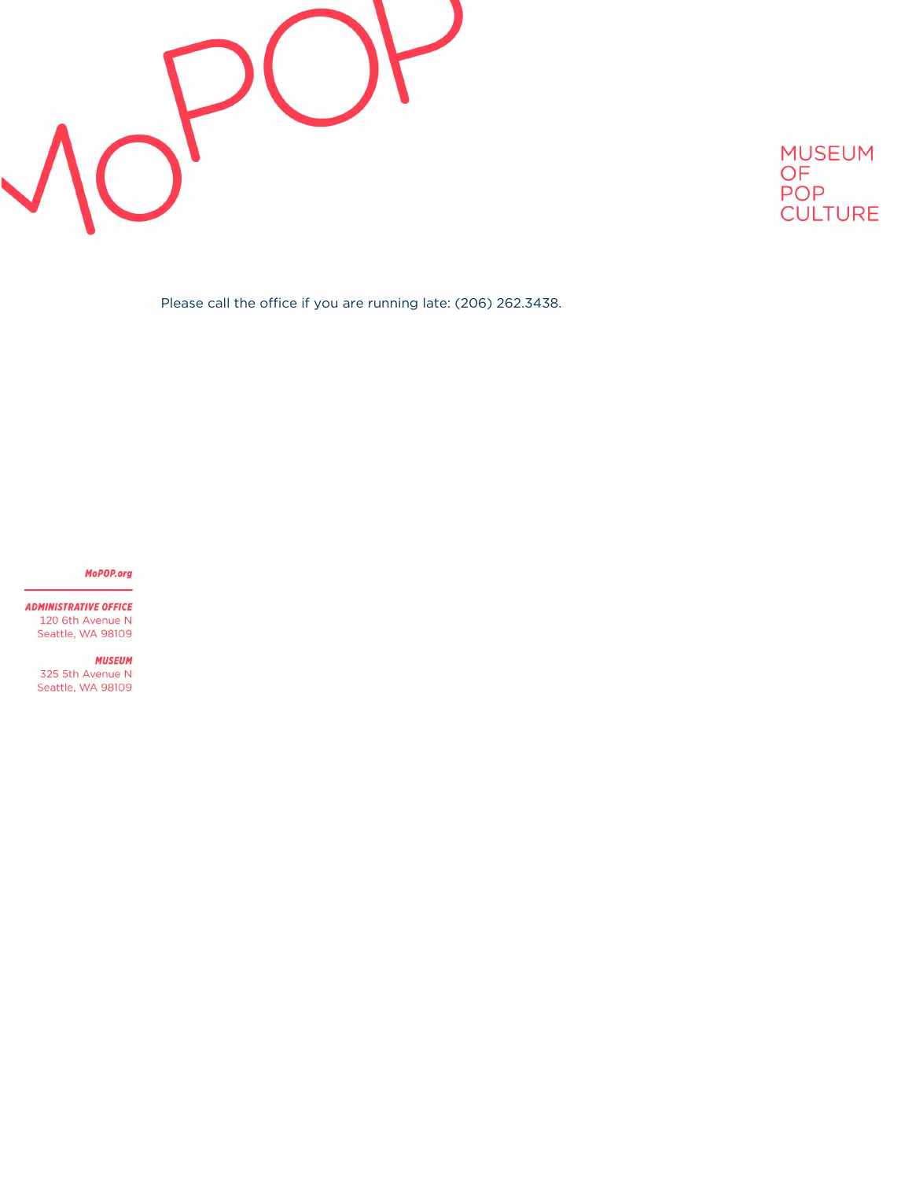MUSEUM
OF
POP
CULTURE

Please call the office if you are running late: (206) 262.3438.

***MoPOP.org***

***ADMINISTRATIVE OFFICE***
120 6th Avenue N
Seattle, WA 98109

***MUSEUM***
325 5th Avenue N
Seattle, WA 98109